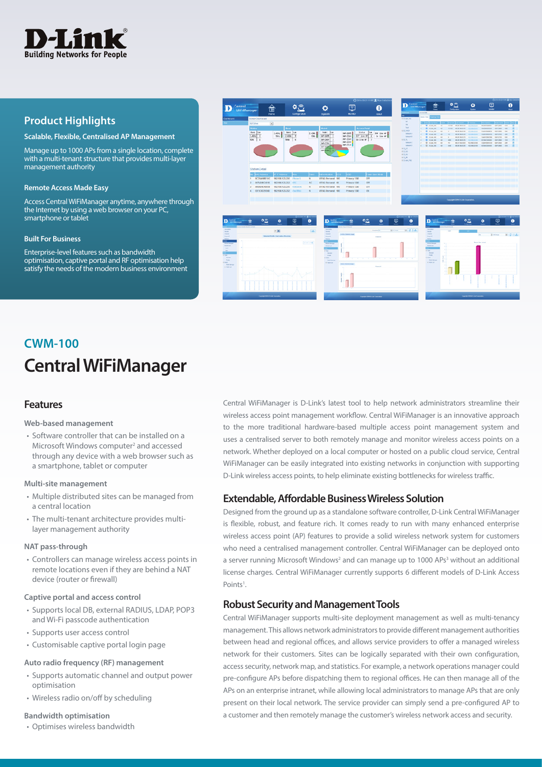D-Link®
Building Networks for People

## Product Highlights

**Scalable, Flexible, Centralised AP Management**

Manage up to 1000 APs from a single location, complete with a multi-tenant structure that provides multi-layer management authority

**Remote Access Made Easy**

Access Central WiFiManager anytime, anywhere through the Internet by using a web browser on your PC, smartphone or tablet

**Built For Business**

Enterprise-level features such as bandwidth optimisation, captive portal and RF optimisation help satisfy the needs of the modern business environment

## CWM-100

# Central WiFiManager

## Features

**Web-based management**

- Software controller that can be installed on a Microsoft Windows computer[2] and accessed through any device with a web browser such as a smartphone, tablet or computer

**Multi-site management**

- Multiple distributed sites can be managed from a central location
- The multi-tenant architecture provides multi-layer management authority

**NAT pass-through**

- Controllers can manage wireless access points in remote locations even if they are behind a NAT device (router or firewall)

**Captive portal and access control**

- Supports local DB, external RADIUS, LDAP, POP3 and Wi-Fi passcode authentication
- Supports user access control
- Customisable captive portal login page

**Auto radio frequency (RF) management**

- Supports automatic channel and output power optimisation
- Wireless radio on/off by scheduling

**Bandwidth optimisation**

- Optimises wireless bandwidth

Central WiFiManager is D-Link's latest tool to help network administrators streamline their wireless access point management workflow. Central WiFiManager is an innovative approach to the more traditional hardware-based multiple access point management system and uses a centralised server to both remotely manage and monitor wireless access points on a network. Whether deployed on a local computer or hosted on a public cloud service, Central WiFiManager can be easily integrated into existing networks in conjunction with supporting D-Link wireless access points, to help eliminate existing bottlenecks for wireless traffic.

## Extendable, Affordable Business Wireless Solution

Designed from the ground up as a standalone software controller, D-Link Central WiFiManager is flexible, robust, and feature rich. It comes ready to run with many enhanced enterprise wireless access point (AP) features to provide a solid wireless network system for customers who need a centralised management controller. Central WiFiManager can be deployed onto a server running Microsoft Windows[2] and can manage up to 1000 APs[3] without an additional license charges. Central WiFiManager currently supports 6 different models of D-Link Access Points[1].

## Robust Security and Management Tools

Central WiFiManager supports multi-site deployment management as well as multi-tenancy management. This allows network administrators to provide different management authorities between head and regional offices, and allows service providers to offer a managed wireless network for their customers. Sites can be logically separated with their own configuration, access security, network map, and statistics. For example, a network operations manager could pre-configure APs before dispatching them to regional offices. He can then manage all of the APs on an enterprise intranet, while allowing local administrators to manage APs that are only present on their local network. The service provider can simply send a pre-configured AP to a customer and then remotely manage the customer's wireless network access and security.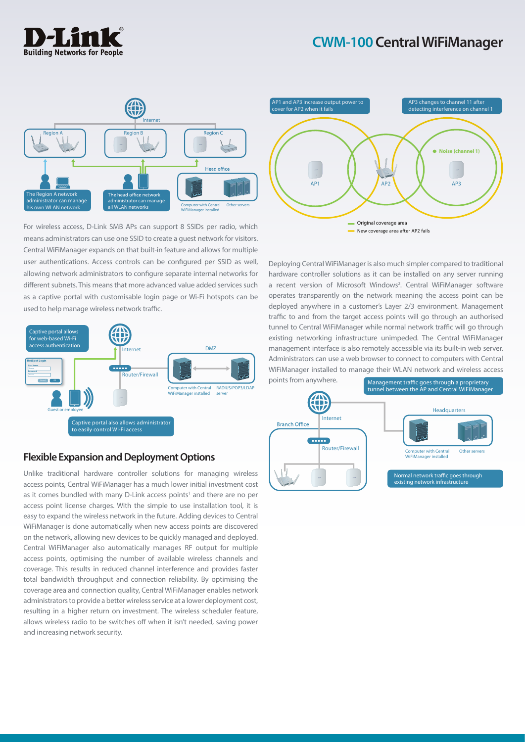For wireless access, D-Link SMB APs can support 8 SSIDs per radio, which means administrators can use one SSID to create a guest network for visitors. Central WiFiManager expands on that built-in feature and allows for multiple user authentications. Access controls can be configured per SSID as well, allowing network administrators to configure separate internal networks for different subnets. This means that more advanced value added services such as a captive portal with customisable login page or Wi-Fi hotspots can be used to help manage wireless network traffic.

## Flexible Expansion and Deployment Options

Unlike traditional hardware controller solutions for managing wireless access points, Central WiFiManager has a much lower initial investment cost as it comes bundled with many D-Link access points[1] and there are no per access point license charges. With the simple to use installation tool, it is easy to expand the wireless network in the future. Adding devices to Central WiFiManager is done automatically when new access points are discovered on the network, allowing new devices to be quickly managed and deployed. Central WiFiManager also automatically manages RF output for multiple access points, optimising the number of available wireless channels and coverage. This results in reduced channel interference and provides faster total bandwidth throughput and connection reliability. By optimising the coverage area and connection quality, Central WiFiManager enables network administrators to provide a better wireless service at a lower deployment cost, resulting in a higher return on investment. The wireless scheduler feature, allows wireless radio to be switches off when it isn't needed, saving power and increasing network security.

Deploying Central WiFiManager is also much simpler compared to traditional hardware controller solutions as it can be installed on any server running a recent version of Microsoft Windows[2]. Central WiFiManager software operates transparently on the network meaning the access point can be deployed anywhere in a customer's Layer 2/3 environment. Management traffic to and from the target access points will go through an authorised tunnel to Central WiFiManager while normal network traffic will go through existing networking infrastructure unimpeded. The Central WiFiManager management interface is also remotely accessible via its built-in web server. Administrators can use a web browser to connect to computers with Central WiFiManager installed to manage their WLAN network and wireless access points from anywhere.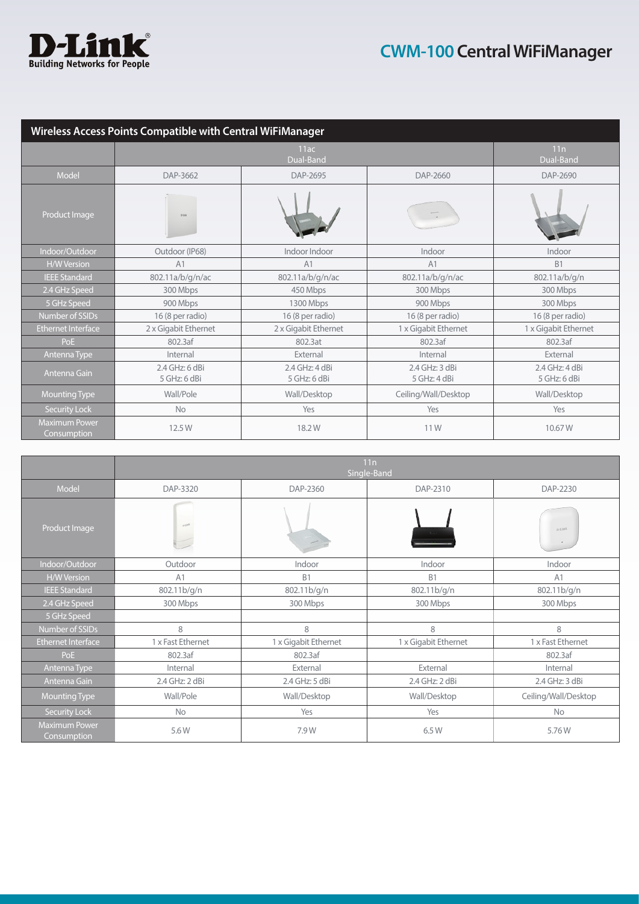## Wireless Access Points Compatible with Central WiFiManager

| | 11ac Dual-Band | | | 11n Dual-Band |
|---|---|---|---|---|
| Model | DAP-3662 | DAP-2695 | DAP-2660 | DAP-2690 |
| Product Image | | | | |
| Indoor/Outdoor | Outdoor (IP68) | Indoor Indoor | Indoor | Indoor |
| H/W Version | A1 | A1 | A1 | B1 |
| IEEE Standard | 802.11a/b/g/n/ac | 802.11a/b/g/n/ac | 802.11a/b/g/n/ac | 802.11a/b/g/n |
| 2.4 GHz Speed | 300 Mbps | 450 Mbps | 300 Mbps | 300 Mbps |
| 5 GHz Speed | 900 Mbps | 1300 Mbps | 900 Mbps | 300 Mbps |
| Number of SSIDs | 16 (8 per radio) | 16 (8 per radio) | 16 (8 per radio) | 16 (8 per radio) |
| Ethernet Interface | 2 x Gigabit Ethernet | 2 x Gigabit Ethernet | 1 x Gigabit Ethernet | 1 x Gigabit Ethernet |
| PoE | 802.3af | 802.3at | 802.3af | 802.3af |
| Antenna Type | Internal | External | Internal | External |
| Antenna Gain | 2.4 GHz: 6 dBi<br>5 GHz: 6 dBi | 2.4 GHz: 4 dBi<br>5 GHz: 6 dBi | 2.4 GHz: 3 dBi<br>5 GHz: 4 dBi | 2.4 GHz: 4 dBi<br>5 GHz: 6 dBi |
| Mounting Type | Wall/Pole | Wall/Desktop | Ceiling/Wall/Desktop | Wall/Desktop |
| Security Lock | No | Yes | Yes | Yes |
| Maximum Power Consumption | 12.5 W | 18.2 W | 11 W | 10.67 W |

| | 11n Single-Band | | | |
|---|---|---|---|---|
| Model | DAP-3320 | DAP-2360 | DAP-2310 | DAP-2230 |
| Product Image | | | | |
| Indoor/Outdoor | Outdoor | Indoor | Indoor | Indoor |
| H/W Version | A1 | B1 | B1 | A1 |
| IEEE Standard | 802.11b/g/n | 802.11b/g/n | 802.11b/g/n | 802.11b/g/n |
| 2.4 GHz Speed | 300 Mbps | 300 Mbps | 300 Mbps | 300 Mbps |
| 5 GHz Speed | | | | |
| Number of SSIDs | 8 | 8 | 8 | 8 |
| Ethernet Interface | 1 x Fast Ethernet | 1 x Gigabit Ethernet | 1 x Gigabit Ethernet | 1 x Fast Ethernet |
| PoE | 802.3af | 802.3af | | 802.3af |
| Antenna Type | Internal | External | External | Internal |
| Antenna Gain | 2.4 GHz: 2 dBi | 2.4 GHz: 5 dBi | 2.4 GHz: 2 dBi | 2.4 GHz: 3 dBi |
| Mounting Type | Wall/Pole | Wall/Desktop | Wall/Desktop | Ceiling/Wall/Desktop |
| Security Lock | No | Yes | Yes | No |
| Maximum Power Consumption | 5.6 W | 7.9 W | 6.5 W | 5.76 W |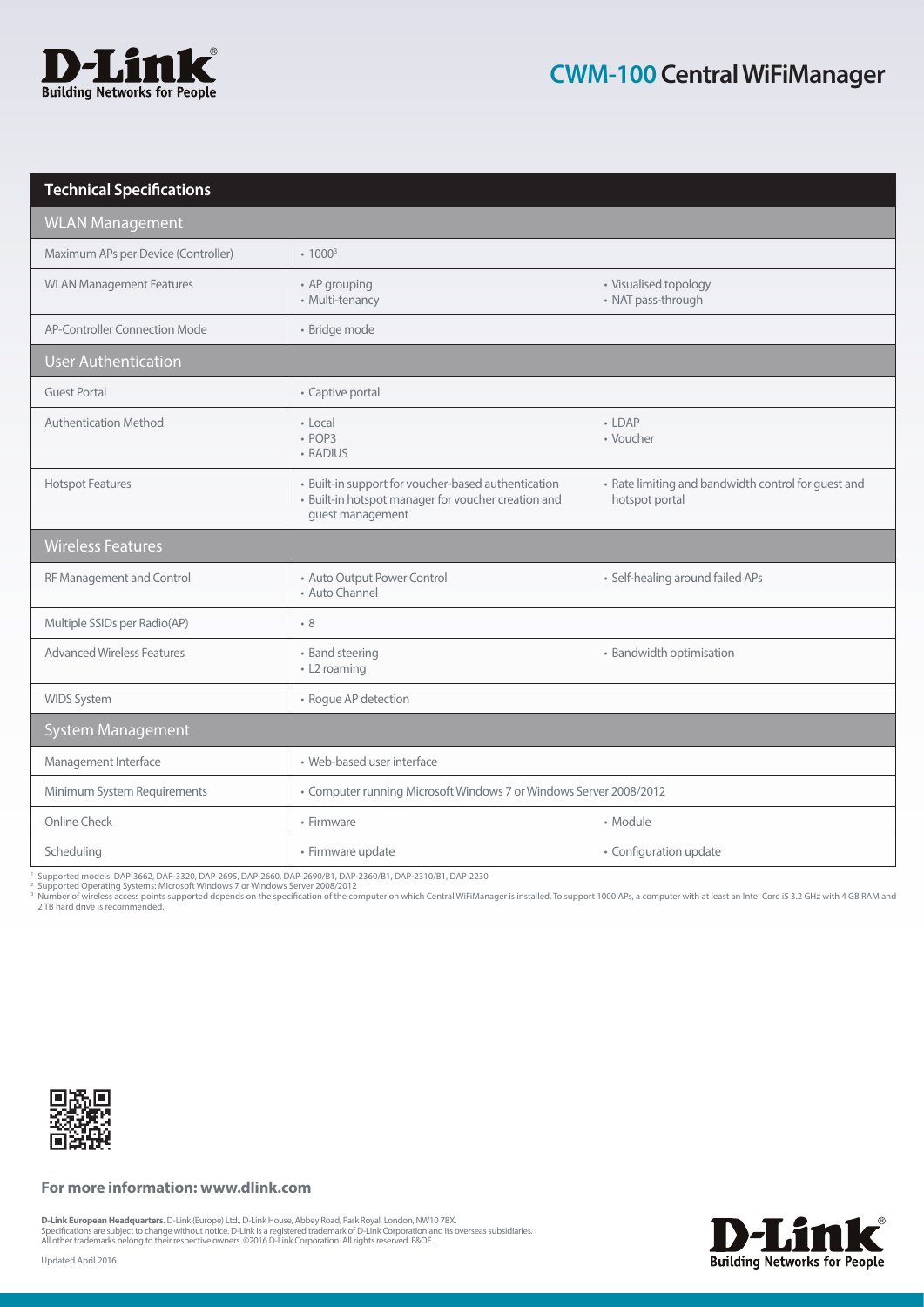# CWM-100 Central WiFiManager

## Technical Specifications

| | | |
|---|---|---|
| **WLAN Management** | | |
| Maximum APs per Device (Controller) | • 1000[3] | |
| WLAN Management Features | • AP grouping<br>• Multi-tenancy | • Visualised topology<br>• NAT pass-through |
| AP-Controller Connection Mode | • Bridge mode | |
| **User Authentication** | | |
| Guest Portal | • Captive portal | |
| Authentication Method | • Local<br>• POP3<br>• RADIUS | • LDAP<br>• Voucher |
| Hotspot Features | • Built-in support for voucher-based authentication<br>• Built-in hotspot manager for voucher creation and guest management | • Rate limiting and bandwidth control for guest and hotspot portal |
| **Wireless Features** | | |
| RF Management and Control | • Auto Output Power Control<br>• Auto Channel | • Self-healing around failed APs |
| Multiple SSIDs per Radio(AP) | • 8 | |
| Advanced Wireless Features | • Band steering<br>• L2 roaming | • Bandwidth optimisation |
| WIDS System | • Rogue AP detection | |
| **System Management** | | |
| Management Interface | • Web-based user interface | |
| Minimum System Requirements | • Computer running Microsoft Windows 7 or Windows Server 2008/2012 | |
| Online Check | • Firmware | • Module |
| Scheduling | • Firmware update | • Configuration update |

[1] Supported models: DAP-3662, DAP-3320, DAP-2695, DAP-2660, DAP-2690/B1, DAP-2360/B1, DAP-2310/B1, DAP-2230
[2] Supported Operating Systems: Microsoft Windows 7 or Windows Server 2008/2012
[3] Number of wireless access points supported depends on the specification of the computer on which Central WiFiManager is installed. To support 1000 APs, a computer with at least an Intel Core i5 3.2 GHz with 4 GB RAM and 2 TB hard drive is recommended.

**For more information: www.dlink.com**

**D-Link European Headquarters.** D-Link (Europe) Ltd., D-Link House, Abbey Road, Park Royal, London, NW10 7BX.
Specifications are subject to change without notice. D-Link is a registered trademark of D-Link Corporation and its overseas subsidiaries.
All other trademarks belong to their respective owners. ©2016 D-Link Corporation. All rights reserved. E&OE.

Updated April 2016